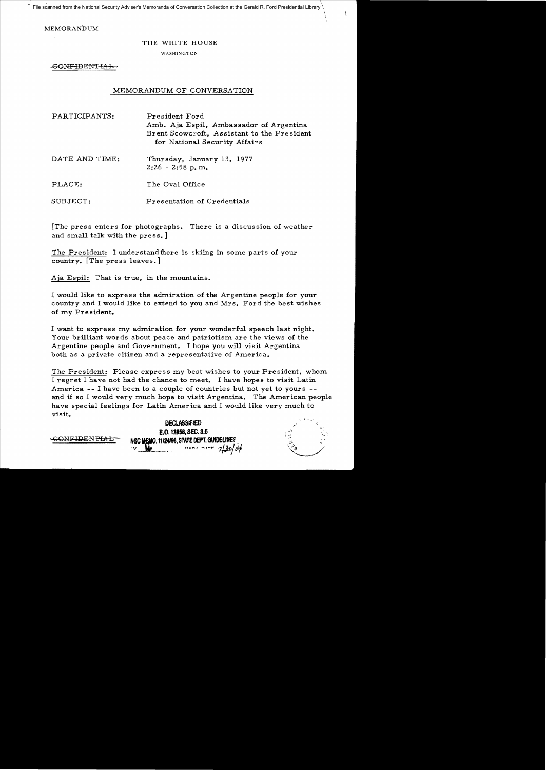File scanned from the National Security Adviser's Memoranda of Conversation Collection at the Gerald R. Ford Presidential Library

MEMORANDUM

THE WHITE HOUSE

WASHINGTON

~~CONFIDENTIAL~~

## MEMORANDUM OF CONVERSATION

| | |
|---|---|
| PARTICIPANTS: | President Ford<br>Amb. Aja Espil, Ambassador of Argentina<br>Brent Scowcroft, Assistant to the President for National Security Affairs |
| DATE AND TIME: | Thursday, January 13, 1977<br>2:26 - 2:58 p.m. |
| PLACE: | The Oval Office |
| SUBJECT: | Presentation of Credentials |

[The press enters for photographs. There is a discussion of weather and small talk with the press.]

The President: I understand there is skiing in some parts of your country. [The press leaves.]

Aja Espil: That is true, in the mountains.

I would like to express the admiration of the Argentine people for your country and I would like to extend to you and Mrs. Ford the best wishes of my President.

I want to express my admiration for your wonderful speech last night. Your brilliant words about peace and patriotism are the views of the Argentine people and Government. I hope you will visit Argentina both as a private citizen and a representative of America.

The President: Please express my best wishes to your President, whom I regret I have not had the chance to meet. I have hopes to visit Latin America -- I have been to a couple of countries but not yet to yours -- and if so I would very much hope to visit Argentina. The American people have special feelings for Latin America and I would like very much to visit.

~~CONFIDENTIAL~~

DECLASSIFIED
E.O. 12958, SEC. 3.5
NSC MEMO, 11/24/98, STATE DEPT. GUIDELINES
BY ___ NARA, DATE 7/30/04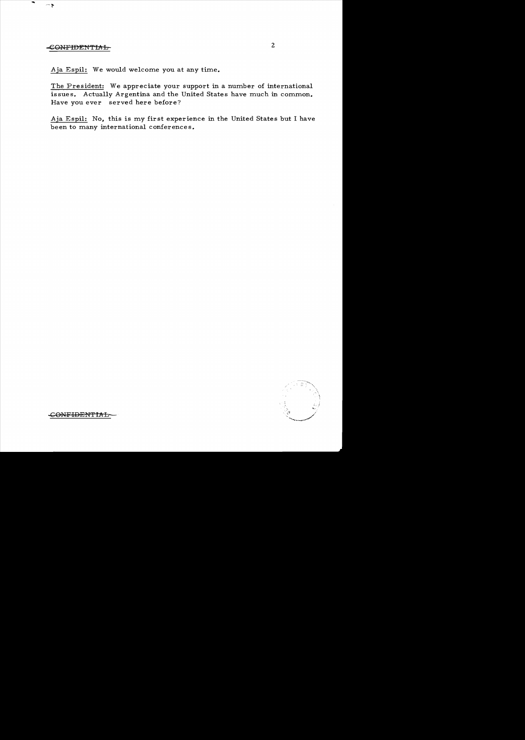<u>Aja Espil:</u> We would welcome you at any time.

<u>The President:</u> We appreciate your support in a number of international issues. Actually Argentina and the United States have much in common. Have you ever served here before?

<u>Aja Espil:</u> No, this is my first experience in the United States but I have been to many international conferences.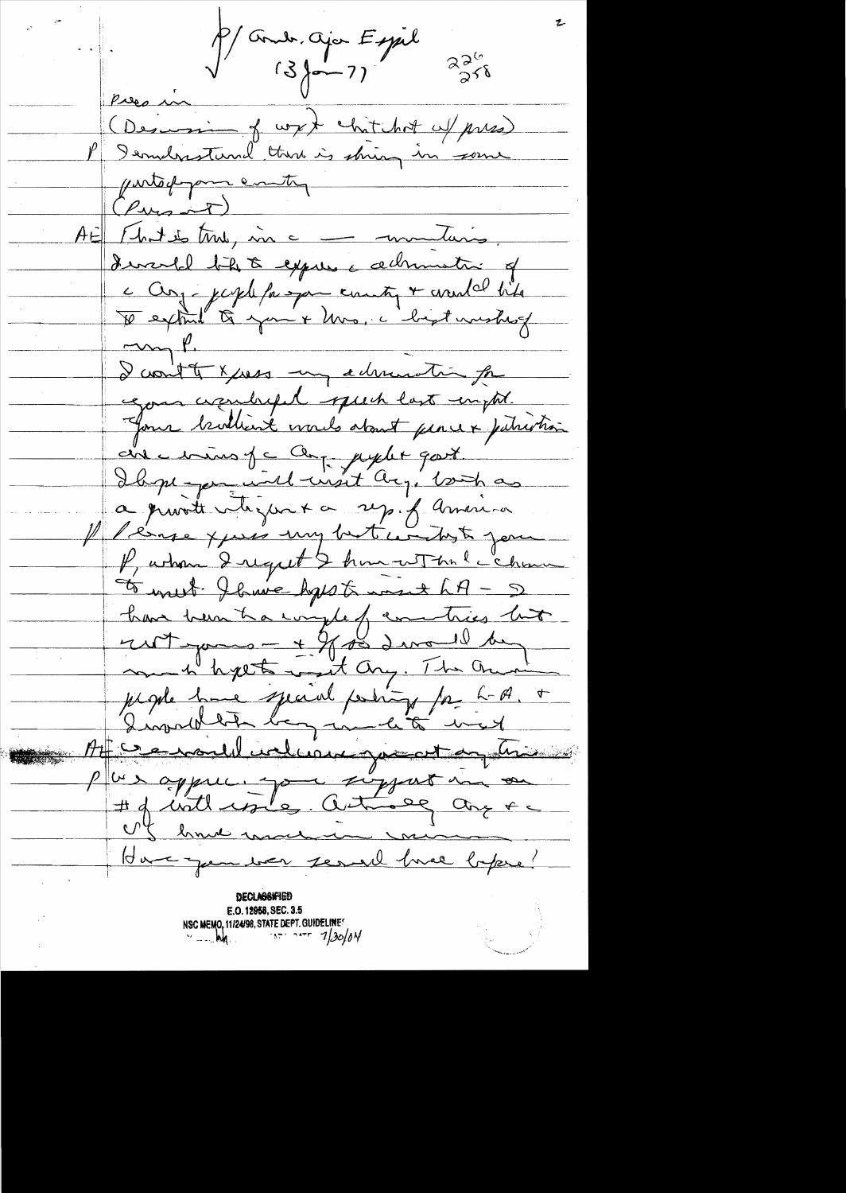P/ Amb. Ajo Espil (3 Jan 77) 226 258

Press in

(Discussion of wx & chit chat w/ press)

P I understand there is skiing in some parts of your country

(Press out)

AE That is true, in the — mountains. I would like to express the admiration of the Arg. people for your country & would like to extend to you & Mrs. the best wishes of my P.

I want to express my admiration for your wonderful speech last night. Your brilliant words about peace & patriotism are the views of the Arg. people & govt. I hope you will visit Arg, both as a private citizen & a rep. of America.

P Please express my best wishes to your P, whom I regret I have not had the chance to meet. I have hoped to visit LA — I have been to a couple of countries but not yours — & if so I would be most happy to visit Arg. The American people have special feelings for L-A. & I would like very much to visit.

AE We would welcome you at any time.

P We appreciate your support in our # of UN votes. Actually Arg & the US have much in common.

Have you ever served here before?

DECLASSIFIED
E.O. 12958, SEC. 3.5
NSC MEMO, 11/24/98, STATE DEPT. GUIDELINES
7/30/04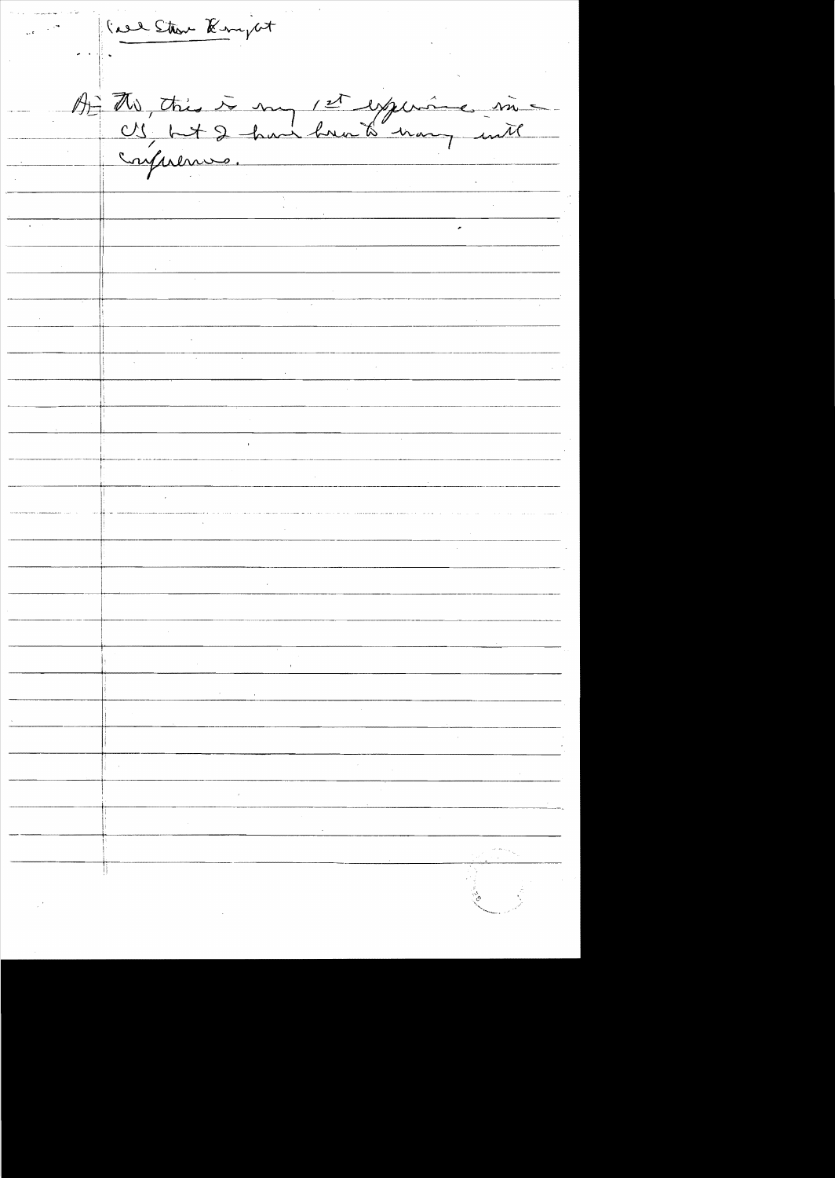Carl Stern Knight

A: No, this is my 1st experience in CS, but I have been to many with conferences.